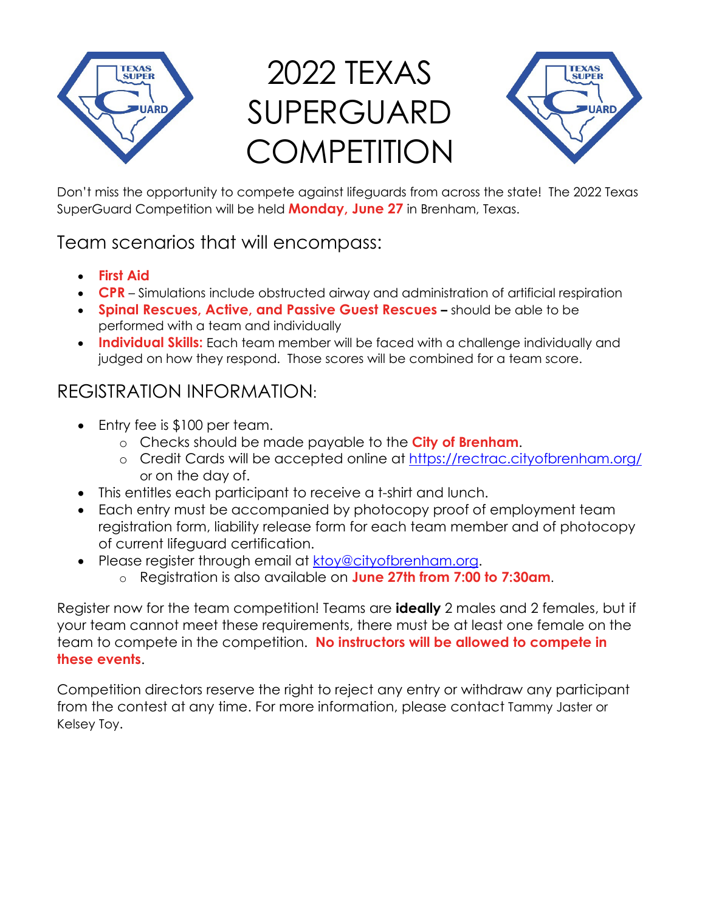# 2022 TEXAS SUPERGUARD COMPETITION

Don't miss the opportunity to compete against lifeguards from across the state! The 2022 Texas SuperGuard Competition will be held **Monday, June 27** in Brenham, Texas.

## Team scenarios that will encompass:

- **First Aid**
- **CPR** – Simulations include obstructed airway and administration of artificial respiration
- **Spinal Rescues, Active, and Passive Guest Rescues –** should be able to be performed with a team and individually
- **Individual Skills:** Each team member will be faced with a challenge individually and judged on how they respond. Those scores will be combined for a team score.

## REGISTRATION INFORMATION:

- Entry fee is $100 per team.
  - Checks should be made payable to the **City of Brenham**.
  - Credit Cards will be accepted online at https://rectrac.cityofbrenham.org/ or on the day of.
- This entitles each participant to receive a t-shirt and lunch.
- Each entry must be accompanied by photocopy proof of employment team registration form, liability release form for each team member and of photocopy of current lifeguard certification.
- Please register through email at ktoy@cityofbrenham.org.
  - Registration is also available on **June 27th from 7:00 to 7:30am**.

Register now for the team competition! Teams are **ideally** 2 males and 2 females, but if your team cannot meet these requirements, there must be at least one female on the team to compete in the competition. **No instructors will be allowed to compete in these events**.

Competition directors reserve the right to reject any entry or withdraw any participant from the contest at any time. For more information, please contact Tammy Jaster or Kelsey Toy.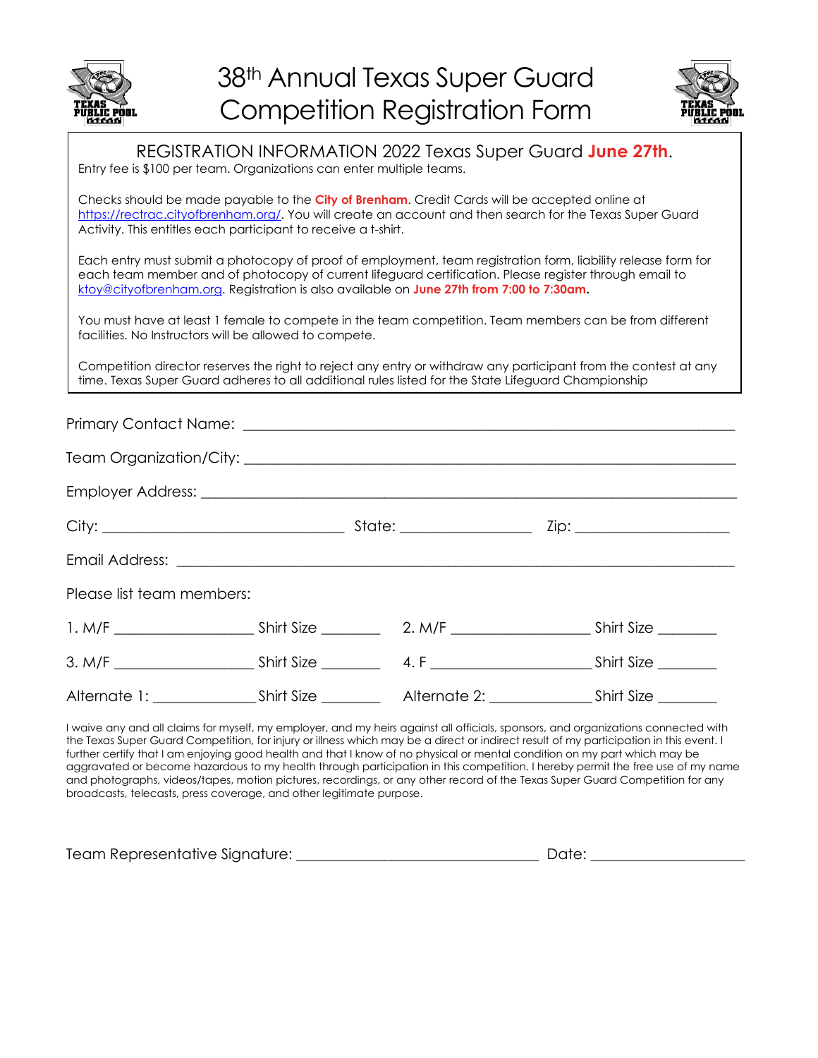# 38th Annual Texas Super Guard Competition Registration Form

REGISTRATION INFORMATION 2022 Texas Super Guard **June 27th**.

Entry fee is $100 per team. Organizations can enter multiple teams.

Checks should be made payable to the **City of Brenham**. Credit Cards will be accepted online at https://rectrac.cityofbrenham.org/. You will create an account and then search for the Texas Super Guard Activity. This entitles each participant to receive a t-shirt.

Each entry must submit a photocopy of proof of employment, team registration form, liability release form for each team member and of photocopy of current lifeguard certification. Please register through email to ktoy@cityofbrenham.org. Registration is also available on **June 27th from 7:00 to 7:30am**.

You must have at least 1 female to compete in the team competition. Team members can be from different facilities. No Instructors will be allowed to compete.

Competition director reserves the right to reject any entry or withdraw any participant from the contest at any time. Texas Super Guard adheres to all additional rules listed for the State Lifeguard Championship

Primary Contact Name: ___________________________________________

Team Organization/City: ___________________________________________

Employer Address: ___________________________________________

City: ____________________ State: ____________ Zip: ______________

Email Address: ___________________________________________

Please list team members:

1\. M/F ______________ Shirt Size ______ 2. M/F ______________ Shirt Size ______

3\. M/F ______________ Shirt Size ______ 4. F ______________ Shirt Size ______

Alternate 1: ____________ Shirt Size ______ Alternate 2: ____________ Shirt Size ______

I waive any and all claims for myself, my employer, and my heirs against all officials, sponsors, and organizations connected with the Texas Super Guard Competition, for injury or illness which may be a direct or indirect result of my participation in this event. I further certify that I am enjoying good health and that I know of no physical or mental condition on my part which may be aggravated or become hazardous to my health through participation in this competition. I hereby permit the free use of my name and photographs, videos/tapes, motion pictures, recordings, or any other record of the Texas Super Guard Competition for any broadcasts, telecasts, press coverage, and other legitimate purpose.

Team Representative Signature: ______________________ Date: ______________